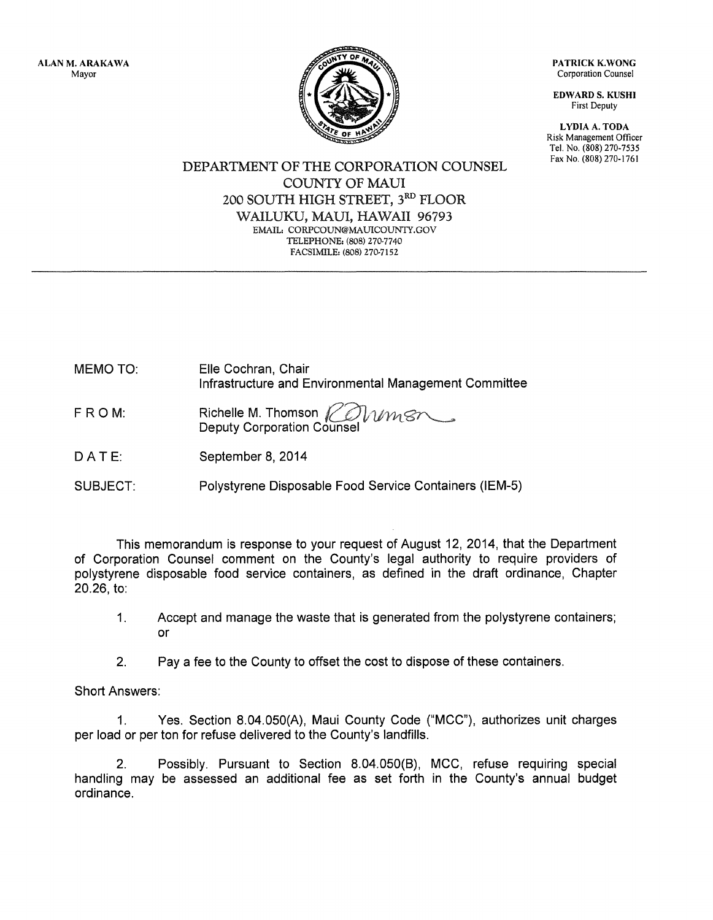ALAN M. ARAKAWA
Mayor

PATRICK K.WONG
Corporation Counsel

EDWARD S. KUSHI
First Deputy

LYDIA A. TODA
Risk Management Officer
Tel. No. (808) 270-7535
Fax No. (808) 270-1761

# DEPARTMENT OF THE CORPORATION COUNSEL
## COUNTY OF MAUI
## 200 SOUTH HIGH STREET, 3RD FLOOR
## WAILUKU, MAUI, HAWAII 96793

EMAIL: CORPCOUN@MAUICOUNTY.GOV
TELEPHONE: (808) 270-7740
FACSIMILE: (808) 270-7152

---

MEMO TO: Elle Cochran, Chair
Infrastructure and Environmental Management Committee

FROM: Richelle M. Thomson
Deputy Corporation Counsel

DATE: September 8, 2014

SUBJECT: Polystyrene Disposable Food Service Containers (IEM-5)

This memorandum is response to your request of August 12, 2014, that the Department of Corporation Counsel comment on the County's legal authority to require providers of polystyrene disposable food service containers, as defined in the draft ordinance, Chapter 20.26, to:

1. Accept and manage the waste that is generated from the polystyrene containers; or

2. Pay a fee to the County to offset the cost to dispose of these containers.

Short Answers:

1. Yes. Section 8.04.050(A), Maui County Code ("MCC"), authorizes unit charges per load or per ton for refuse delivered to the County's landfills.

2. Possibly. Pursuant to Section 8.04.050(B), MCC, refuse requiring special handling may be assessed an additional fee as set forth in the County's annual budget ordinance.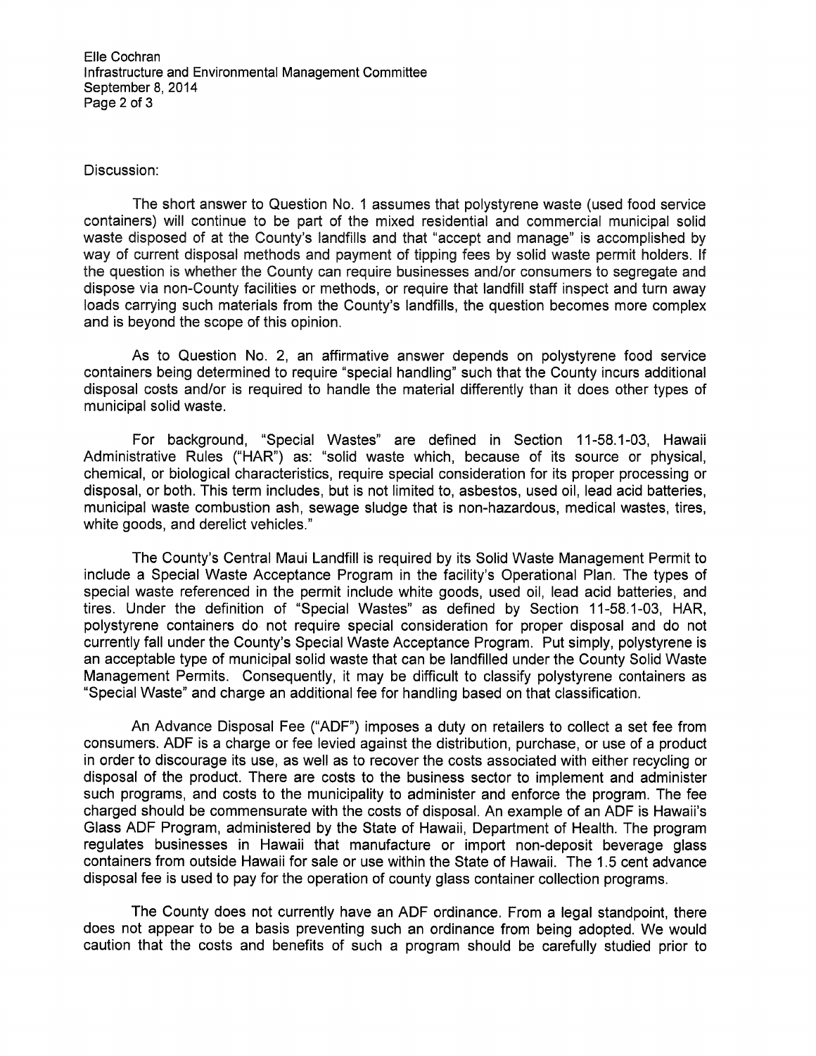Discussion:

The short answer to Question No. 1 assumes that polystyrene waste (used food service containers) will continue to be part of the mixed residential and commercial municipal solid waste disposed of at the County's landfills and that "accept and manage" is accomplished by way of current disposal methods and payment of tipping fees by solid waste permit holders. If the question is whether the County can require businesses and/or consumers to segregate and dispose via non-County facilities or methods, or require that landfill staff inspect and turn away loads carrying such materials from the County's landfills, the question becomes more complex and is beyond the scope of this opinion.

As to Question No. 2, an affirmative answer depends on polystyrene food service containers being determined to require "special handling" such that the County incurs additional disposal costs and/or is required to handle the material differently than it does other types of municipal solid waste.

For background, "Special Wastes" are defined in Section 11-58.1-03, Hawaii Administrative Rules ("HAR") as: "solid waste which, because of its source or physical, chemical, or biological characteristics, require special consideration for its proper processing or disposal, or both. This term includes, but is not limited to, asbestos, used oil, lead acid batteries, municipal waste combustion ash, sewage sludge that is non-hazardous, medical wastes, tires, white goods, and derelict vehicles."

The County's Central Maui Landfill is required by its Solid Waste Management Permit to include a Special Waste Acceptance Program in the facility's Operational Plan. The types of special waste referenced in the permit include white goods, used oil, lead acid batteries, and tires. Under the definition of "Special Wastes" as defined by Section 11-58.1-03, HAR, polystyrene containers do not require special consideration for proper disposal and do not currently fall under the County's Special Waste Acceptance Program. Put simply, polystyrene is an acceptable type of municipal solid waste that can be landfilled under the County Solid Waste Management Permits. Consequently, it may be difficult to classify polystyrene containers as "Special Waste" and charge an additional fee for handling based on that classification.

An Advance Disposal Fee ("ADF") imposes a duty on retailers to collect a set fee from consumers. ADF is a charge or fee levied against the distribution, purchase, or use of a product in order to discourage its use, as well as to recover the costs associated with either recycling or disposal of the product. There are costs to the business sector to implement and administer such programs, and costs to the municipality to administer and enforce the program. The fee charged should be commensurate with the costs of disposal. An example of an ADF is Hawaii's Glass ADF Program, administered by the State of Hawaii, Department of Health. The program regulates businesses in Hawaii that manufacture or import non-deposit beverage glass containers from outside Hawaii for sale or use within the State of Hawaii. The 1.5 cent advance disposal fee is used to pay for the operation of county glass container collection programs.

The County does not currently have an ADF ordinance. From a legal standpoint, there does not appear to be a basis preventing such an ordinance from being adopted. We would caution that the costs and benefits of such a program should be carefully studied prior to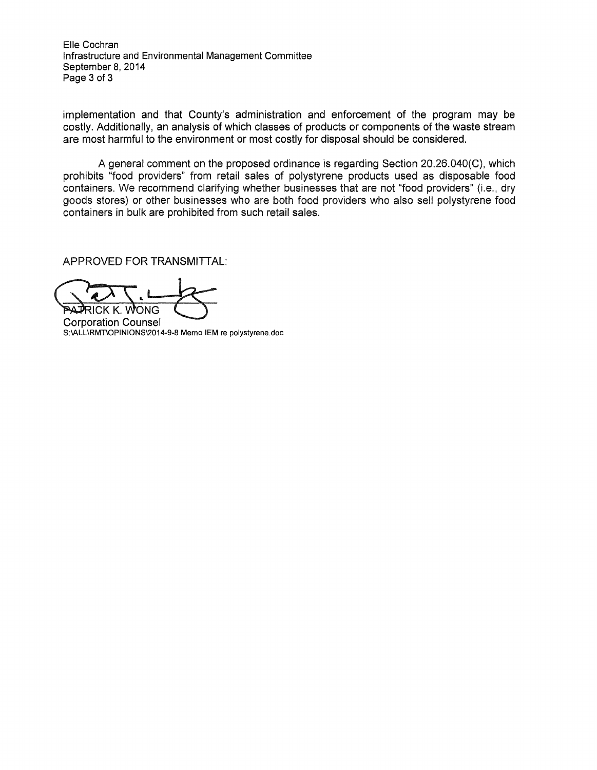implementation and that County's administration and enforcement of the program may be costly. Additionally, an analysis of which classes of products or components of the waste stream are most harmful to the environment or most costly for disposal should be considered.

A general comment on the proposed ordinance is regarding Section 20.26.040(C), which prohibits "food providers" from retail sales of polystyrene products used as disposable food containers. We recommend clarifying whether businesses that are not "food providers" (i.e., dry goods stores) or other businesses who are both food providers who also sell polystyrene food containers in bulk are prohibited from such retail sales.

APPROVED FOR TRANSMITTAL:

PATRICK K. WONG
Corporation Counsel

S:\ALL\RMT\OPINIONS\2014-9-8 Memo IEM re polystyrene.doc